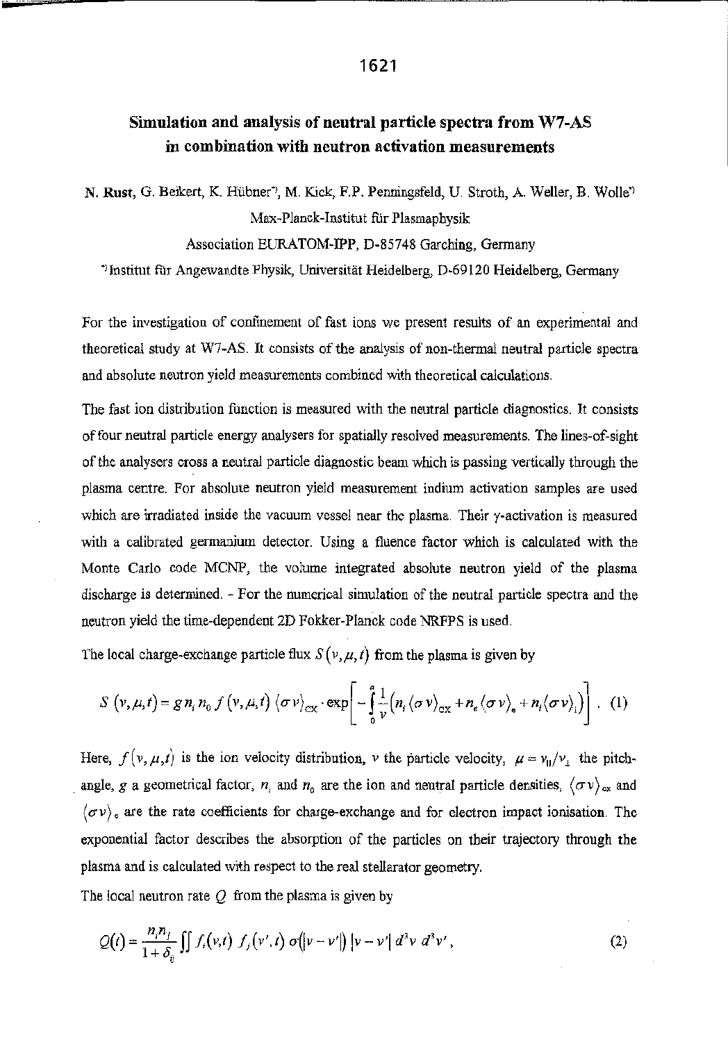# Simulation and analysis of neutral particle spectra from W7-AS in combination with neutron activation measurements

N. Rust, G. Beikert, K. Hübner*, M. Kick, F.P. Penningsfeld, U. Stroth, A. Weller, B. Wolle*

Max-Planck-Institut für Plasmaphysik

Association EURATOM-IPP, D-85748 Garching, Germany

*Institut für Angewandte Physik, Universität Heidelberg, D-69120 Heidelberg, Germany

For the investigation of confinement of fast ions we present results of an experimental and theoretical study at W7-AS. It consists of the analysis of non-thermal neutral particle spectra and absolute neutron yield measurements combined with theoretical calculations.

The fast ion distribution function is measured with the neutral particle diagnostics. It consists of four neutral particle energy analysers for spatially resolved measurements. The lines-of-sight of the analysers cross a neutral particle diagnostic beam which is passing vertically through the plasma centre. For absolute neutron yield measurement indium activation samples are used which are irradiated inside the vacuum vessel near the plasma. Their γ-activation is measured with a calibrated germanium detector. Using a fluence factor which is calculated with the Monte Carlo code MCNP, the volume integrated absolute neutron yield of the plasma discharge is determined. - For the numerical simulation of the neutral particle spectra and the neutron yield the time-dependent 2D Fokker-Planck code NRFPS is used.

The local charge-exchange particle flux $S(v,\mu,t)$ from the plasma is given by

$$S\,(v,\mu,t) = g\, n_i\, n_0\, f\,(v,\mu,t)\, \langle\sigma v\rangle_{\mathrm{CX}} \cdot \exp\left[-\int_0^a \frac{1}{v}\left(n_i \langle\sigma v\rangle_{\mathrm{CX}} + n_e \langle\sigma v\rangle_e + n_i \langle\sigma v\rangle_i\right)\right] \quad (1)$$

Here, $f(v,\mu,t)$ is the ion velocity distribution, $v$ the particle velocity, $\mu = v_{\parallel}/v_{\perp}$ the pitch-angle, $g$ a geometrical factor, $n_i$ and $n_0$ are the ion and neutral particle densities, $\langle\sigma v\rangle_{cx}$ and $\langle\sigma v\rangle_e$ are the rate coefficients for charge-exchange and for electron impact ionisation. The exponential factor describes the absorption of the particles on their trajectory through the plasma and is calculated with respect to the real stellarator geometry.

The local neutron rate $Q$ from the plasma is given by

$$Q(t) = \frac{n_i n_j}{1+\delta_{ij}} \iint f_i(v,t)\, f_j(v',t)\, \sigma(|v-v'|)\, |v-v'|\, d^3v\, d^3v' , \quad (2)$$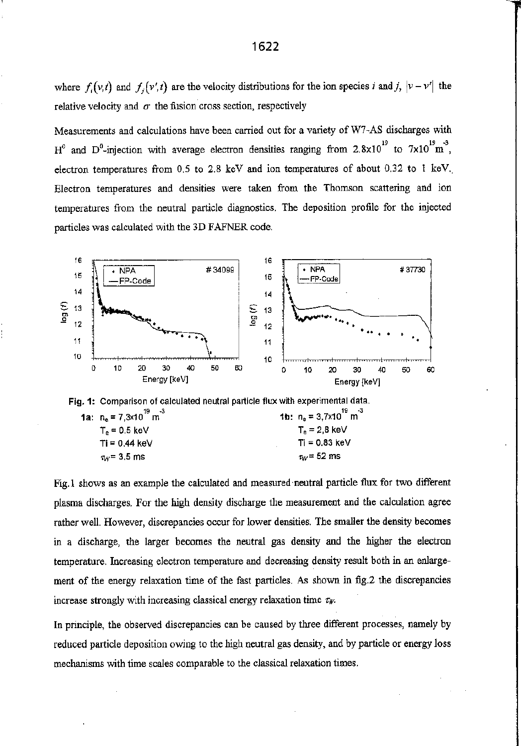where $f_i(v,t)$ and $f_j(v',t)$ are the velocity distributions for the ion species $i$ and $j$, $|v - v'|$ the relative velocity and $\sigma$ the fusion cross section, respectively

Measurements and calculations have been carried out for a variety of W7-AS discharges with $H^0$ and $D^0$-injection with average electron densities ranging from $2.8\times10^{19}$ to $7\times10^{19}\,m^{-3}$, electron temperatures from 0.5 to 2.8 keV and ion temperatures of about 0.32 to 1 keV. Electron temperatures and densities were taken from the Thomson scattering and ion temperatures from the neutral particle diagnostics. The deposition profile for the injected particles was calculated with the 3D FAFNER code.

**Fig. 1:** Comparison of calculated neutral particle flux with experimental data.

**1a:** $n_e = 7{,}3\times10^{19}\,m^{-3}$, $T_e = 0{,}5$ keV, $T_i = 0{,}44$ keV, $\tau_W = 3{,}5$ ms

**1b:** $n_e = 3{,}7\times10^{19}\,m^{-3}$, $T_e = 2{,}8$ keV, $T_i = 0{,}83$ keV, $\tau_W = 52$ ms

Fig.1 shows as an example the calculated and measured neutral particle flux for two different plasma discharges. For the high density discharge the measurement and the calculation agree rather well. However, discrepancies occur for lower densities. The smaller the density becomes in a discharge, the larger becomes the neutral gas density and the higher the electron temperature. Increasing electron temperature and decreasing density result both in an enlargement of the energy relaxation time of the fast particles. As shown in fig.2 the discrepancies increase strongly with increasing classical energy relaxation time $\tau_W$.

In principle, the observed discrepancies can be caused by three different processes, namely by reduced particle deposition owing to the high neutral gas density, and by particle or energy loss mechanisms with time scales comparable to the classical relaxation times.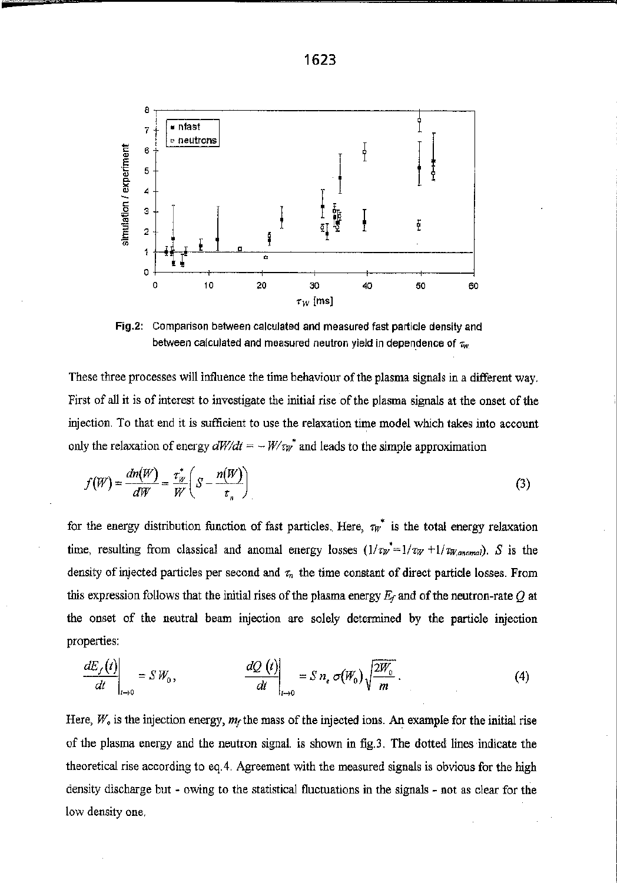Fig.2: Comparison between calculated and measured fast particle density and between calculated and measured neutron yield in dependence of $\tau_W$

These three processes will influence the time behaviour of the plasma signals in a different way. First of all it is of interest to investigate the initial rise of the plasma signals at the onset of the injection. To that end it is sufficient to use the relaxation time model which takes into account only the relaxation of energy $dW/dt = - W/\tau_W^*$ and leads to the simple approximation

$$f(W) = \frac{dn(W)}{dW} = \frac{\tau_W^*}{W}\left(S - \frac{n(W)}{\tau_n}\right) \tag{3}$$

for the energy distribution function of fast particles. Here, $\tau_W^*$ is the total energy relaxation time, resulting from classical and anomal energy losses ($1/\tau_W^* = 1/\tau_W + 1/\tau_{W,anomal}$). $S$ is the density of injected particles per second and $\tau_n$ the time constant of direct particle losses. From this expression follows that the initial rises of the plasma energy $E_f$ and of the neutron-rate $Q$ at the onset of the neutral beam injection are solely determined by the particle injection properties:

$$\left.\frac{dE_f(t)}{dt}\right|_{t\to 0} = S\,W_0, \qquad \left.\frac{dQ\,(t)}{dt}\right|_{t\to 0} = S\,n_e\,\sigma(W_0)\sqrt{\frac{2W_0}{m}}. \tag{4}$$

Here, $W_o$ is the injection energy, $m_f$ the mass of the injected ions. An example for the initial rise of the plasma energy and the neutron signal. is shown in fig.3. The dotted lines indicate the theoretical rise according to eq.4. Agreement with the measured signals is obvious for the high density discharge but - owing to the statistical fluctuations in the signals - not as clear for the low density one.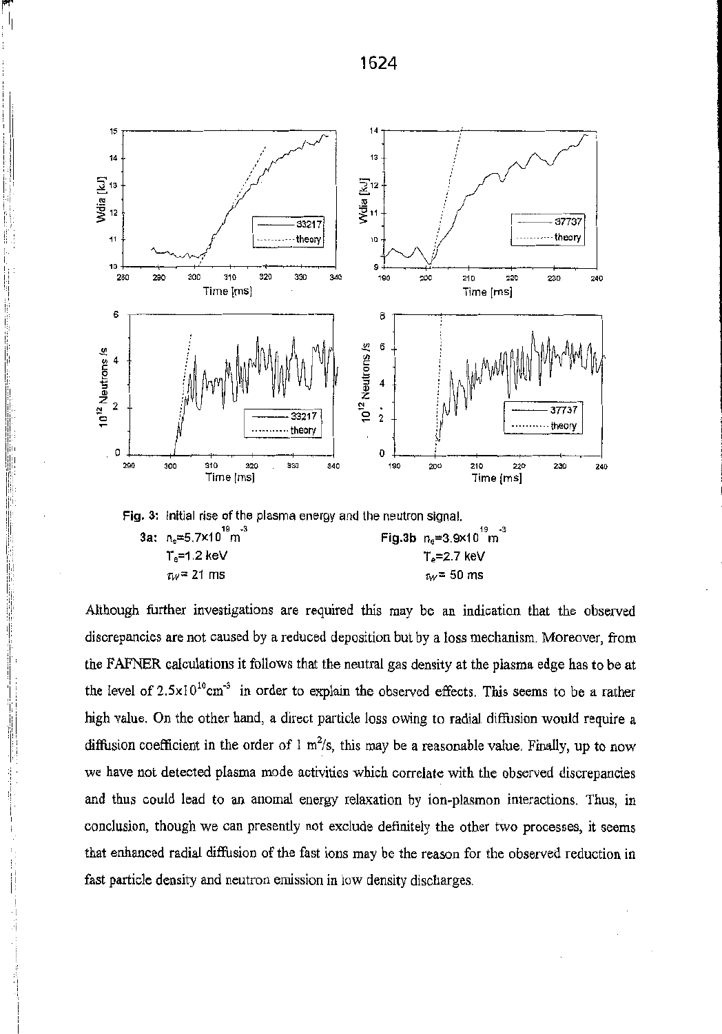Wdia [kJ]

15
14
13
12
11
10

280 290 300 310 320 330 340

Time [ms]

33217
theory

Wdia [kJ]

14
13
12
11
10
9

190 200 210 220 230 240

Time [ms]

37737
theory

$10^{12}$ Neutrons /s

6
4
2
0

290 300 310 320 330 340

Time [ms]

33217
theory

$10^{12}$ Neutrons /s

8
6
4
2
0

190 200 210 220 230 240

Time [ms]

37737
theory

**Fig. 3:** Initial rise of the plasma energy and the neutron signal.

**3a:** $n_e$=5.7x10$^{19}$ m$^{-3}$, $T_e$=1.2 keV, $\tau_W$= 21 ms

**Fig.3b** $n_e$=3.9x10$^{19}$ m$^{-3}$, $T_e$=2.7 keV, $\tau_W$= 50 ms

Although further investigations are required this may be an indication that the observed discrepancies are not caused by a reduced deposition but by a loss mechanism. Moreover, from the FAFNER calculations it follows that the neutral gas density at the plasma edge has to be at the level of $2.5\text{x}10^{10}\text{cm}^{-3}$ in order to explain the observed effects. This seems to be a rather high value. On the other hand, a direct particle loss owing to radial diffusion would require a diffusion coefficient in the order of 1 $m^2$/s, this may be a reasonable value. Finally, up to now we have not detected plasma mode activities which correlate with the observed discrepancies and thus could lead to an anomal energy relaxation by ion-plasmon interactions. Thus, in conclusion, though we can presently not exclude definitely the other two processes, it seems that enhanced radial diffusion of the fast ions may be the reason for the observed reduction in fast particle density and neutron emission in low density discharges.